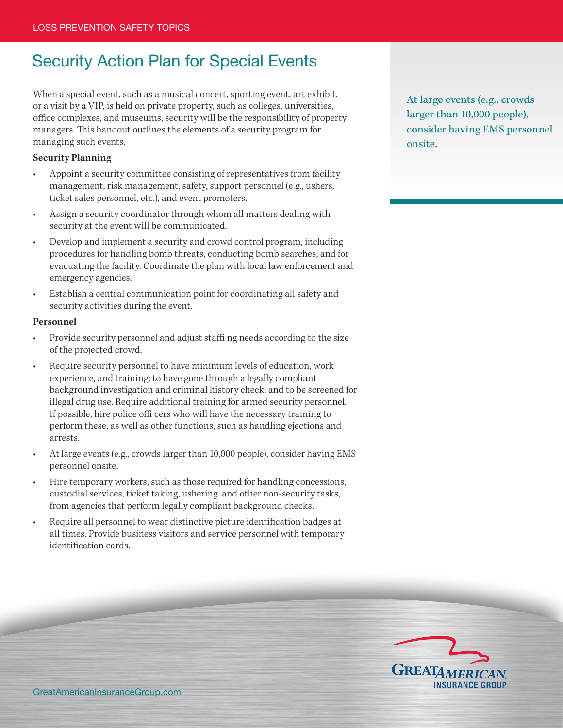# Security Action Plan for Special Events

When a special event, such as a musical concert, sporting event, art exhibit, or a visit by a VIP, is held on private property, such as colleges, universities, office complexes, and museums, security will be the responsibility of property managers. This handout outlines the elements of a security program for managing such events.

At large events (e.g., crowds larger than 10,000 people), consider having EMS personnel onsite.

**Security Planning**

- Appoint a security committee consisting of representatives from facility management, risk management, safety, support personnel (e.g., ushers, ticket sales personnel, etc.), and event promoters.
- Assign a security coordinator through whom all matters dealing with security at the event will be communicated.
- Develop and implement a security and crowd control program, including procedures for handling bomb threats, conducting bomb searches, and for evacuating the facility. Coordinate the plan with local law enforcement and emergency agencies.
- Establish a central communication point for coordinating all safety and security activities during the event.

**Personnel**

- Provide security personnel and adjust staffing needs according to the size of the projected crowd.
- Require security personnel to have minimum levels of education, work experience, and training; to have gone through a legally compliant background investigation and criminal history check; and to be screened for illegal drug use. Require additional training for armed security personnel. If possible, hire police officers who will have the necessary training to perform these, as well as other functions, such as handling ejections and arrests.
- At large events (e.g., crowds larger than 10,000 people), consider having EMS personnel onsite.
- Hire temporary workers, such as those required for handling concessions, custodial services, ticket taking, ushering, and other non-security tasks, from agencies that perform legally compliant background checks.
- Require all personnel to wear distinctive picture identification badges at all times. Provide business visitors and service personnel with temporary identification cards.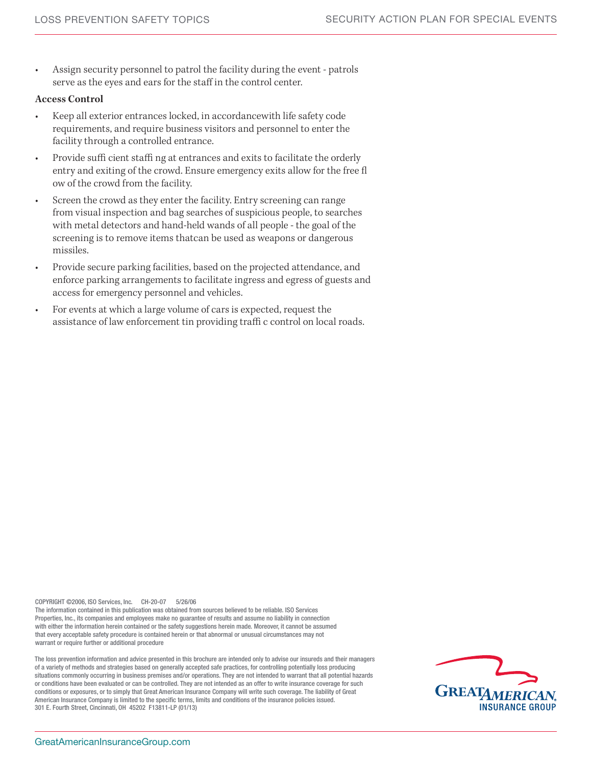- Assign security personnel to patrol the facility during the event - patrols serve as the eyes and ears for the staff in the control center.

**Access Control**

- Keep all exterior entrances locked, in accordancewith life safety code requirements, and require business visitors and personnel to enter the facility through a controlled entrance.
- Provide suffi cient staffi ng at entrances and exits to facilitate the orderly entry and exiting of the crowd. Ensure emergency exits allow for the free fl ow of the crowd from the facility.
- Screen the crowd as they enter the facility. Entry screening can range from visual inspection and bag searches of suspicious people, to searches with metal detectors and hand-held wands of all people - the goal of the screening is to remove items thatcan be used as weapons or dangerous missiles.
- Provide secure parking facilities, based on the projected attendance, and enforce parking arrangements to facilitate ingress and egress of guests and access for emergency personnel and vehicles.
- For events at which a large volume of cars is expected, request the assistance of law enforcement tin providing traffi c control on local roads.

COPYRIGHT ©2006, ISO Services, Inc. CH-20-07 5/26/06
The information contained in this publication was obtained from sources believed to be reliable. ISO Services Properties, Inc., its companies and employees make no guarantee of results and assume no liability in connection with either the information herein contained or the safety suggestions herein made. Moreover, it cannot be assumed that every acceptable safety procedure is contained herein or that abnormal or unusual circumstances may not warrant or require further or additional procedure

The loss prevention information and advice presented in this brochure are intended only to advise our insureds and their managers of a variety of methods and strategies based on generally accepted safe practices, for controlling potentially loss producing situations commonly occurring in business premises and/or operations. They are not intended to warrant that all potential hazards or conditions have been evaluated or can be controlled. They are not intended as an offer to write insurance coverage for such conditions or exposures, or to simply that Great American Insurance Company will write such coverage. The liability of Great American Insurance Company is limited to the specific terms, limits and conditions of the insurance policies issued.
301 E. Fourth Street, Cincinnati, OH 45202 F13811-LP (01/13)

GREAT AMERICAN INSURANCE GROUP

GreatAmericanInsuranceGroup.com